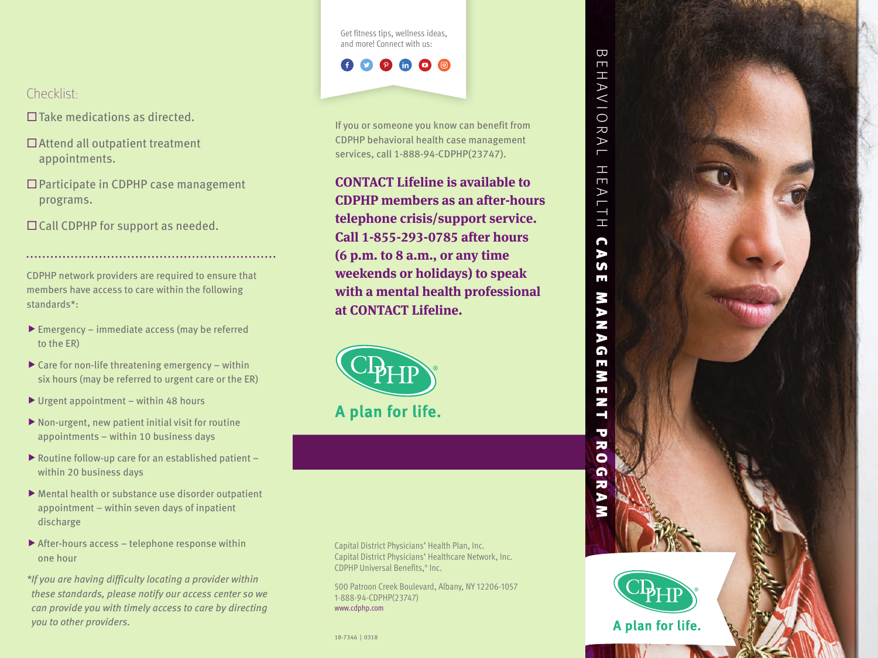## Checklist:

- ☐ Take medications as directed.
- ☐ Attend all outpatient treatment appointments.
- ☐ Participate in CDPHP case management programs.
- ☐ Call CDPHP for support as needed.

CDPHP network providers are required to ensure that members have access to care within the following standards*:

- Emergency – immediate access (may be referred to the ER)
- Care for non-life threatening emergency – within six hours (may be referred to urgent care or the ER)
- Urgent appointment – within 48 hours
- Non-urgent, new patient initial visit for routine appointments – within 10 business days
- Routine follow-up care for an established patient – within 20 business days
- Mental health or substance use disorder outpatient appointment – within seven days of inpatient discharge
- After-hours access – telephone response within one hour

*If you are having difficulty locating a provider within these standards, please notify our access center so we can provide you with timely access to care by directing you to other providers.*

Get fitness tips, wellness ideas, and more! Connect with us:

If you or someone you know can benefit from CDPHP behavioral health case management services, call 1-888-94-CDPHP(23747).

**CONTACT Lifeline is available to CDPHP members as an after-hours telephone crisis/support service. Call 1-855-293-0785 after hours (6 p.m. to 8 a.m., or any time weekends or holidays) to speak with a mental health professional at CONTACT Lifeline.**

CDPHP®

A plan for life.

Capital District Physicians' Health Plan, Inc.
Capital District Physicians' Healthcare Network, Inc.
CDPHP Universal Benefits,® Inc.

500 Patroon Creek Boulevard, Albany, NY 12206-1057
1-888-94-CDPHP(23747)
www.cdphp.com

18-7346 | 0318

# BEHAVIORAL HEALTH **CASE MANAGEMENT PROGRAM**

CDPHP®

A plan for life.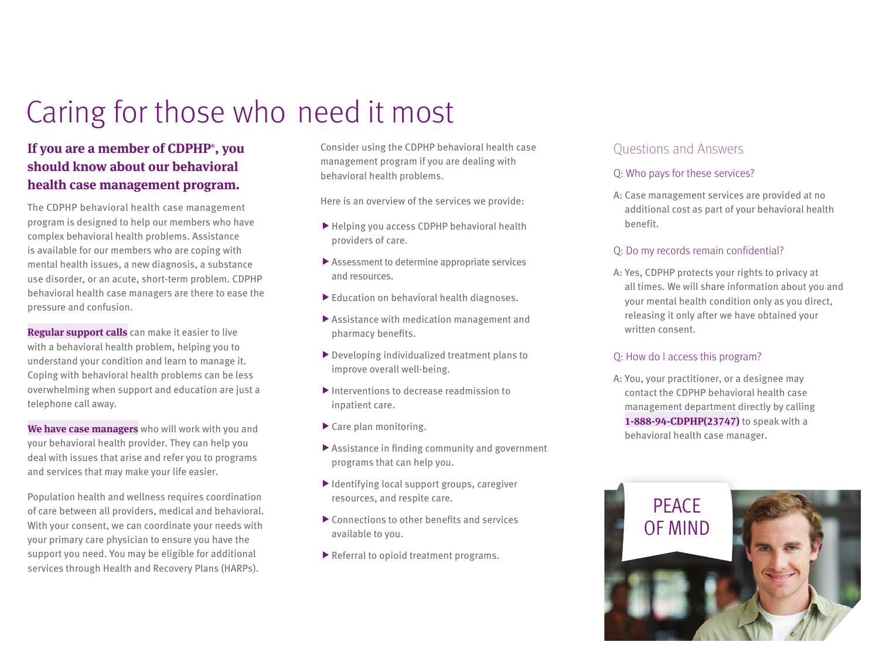# Caring for those who need it most

## If you are a member of CDPHP®, you should know about our behavioral health case management program.

The CDPHP behavioral health case management program is designed to help our members who have complex behavioral health problems. Assistance is available for our members who are coping with mental health issues, a new diagnosis, a substance use disorder, or an acute, short-term problem. CDPHP behavioral health case managers are there to ease the pressure and confusion.

**Regular support calls** can make it easier to live with a behavioral health problem, helping you to understand your condition and learn to manage it. Coping with behavioral health problems can be less overwhelming when support and education are just a telephone call away.

**We have case managers** who will work with you and your behavioral health provider. They can help you deal with issues that arise and refer you to programs and services that may make your life easier.

Population health and wellness requires coordination of care between all providers, medical and behavioral. With your consent, we can coordinate your needs with your primary care physician to ensure you have the support you need. You may be eligible for additional services through Health and Recovery Plans (HARPs).

Consider using the CDPHP behavioral health case management program if you are dealing with behavioral health problems.

Here is an overview of the services we provide:

- Helping you access CDPHP behavioral health providers of care.
- Assessment to determine appropriate services and resources.
- Education on behavioral health diagnoses.
- Assistance with medication management and pharmacy benefits.
- Developing individualized treatment plans to improve overall well-being.
- Interventions to decrease readmission to inpatient care.
- Care plan monitoring.
- Assistance in finding community and government programs that can help you.
- Identifying local support groups, caregiver resources, and respite care.
- Connections to other benefits and services available to you.
- Referral to opioid treatment programs.

## Questions and Answers

Q: Who pays for these services?

A: Case management services are provided at no additional cost as part of your behavioral health benefit.

Q: Do my records remain confidential?

A: Yes, CDPHP protects your rights to privacy at all times. We will share information about you and your mental health condition only as you direct, releasing it only after we have obtained your written consent.

Q: How do I access this program?

A: You, your practitioner, or a designee may contact the CDPHP behavioral health case management department directly by calling **1-888-94-CDPHP(23747)** to speak with a behavioral health case manager.

PEACE OF MIND